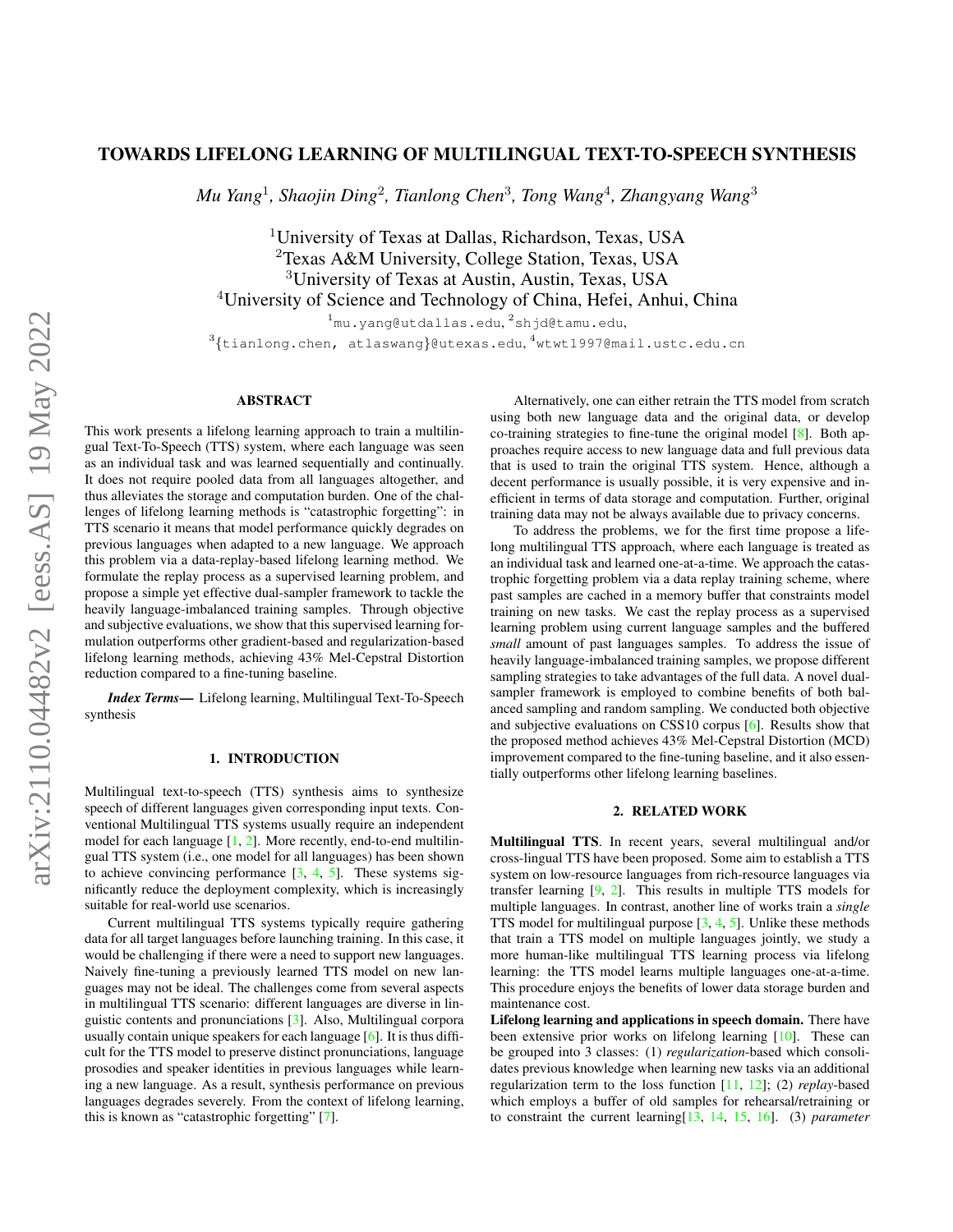# TOWARDS LIFELONG LEARNING OF MULTILINGUAL TEXT-TO-SPEECH SYNTHESIS

*Mu Yang[1], Shaojin Ding[2], Tianlong Chen[3], Tong Wang[4], Zhangyang Wang[3]*

[1]University of Texas at Dallas, Richardson, Texas, USA
[2]Texas A&M University, College Station, Texas, USA
[3]University of Texas at Austin, Austin, Texas, USA
[4]University of Science and Technology of China, Hefei, Anhui, China

[1]mu.yang@utdallas.edu, [2]shjd@tamu.edu,
[3]{tianlong.chen, atlaswang}@utexas.edu, [4]wtwt1997@mail.ustc.edu.cn

## ABSTRACT

This work presents a lifelong learning approach to train a multilingual Text-To-Speech (TTS) system, where each language was seen as an individual task and was learned sequentially and continually. It does not require pooled data from all languages altogether, and thus alleviates the storage and computation burden. One of the challenges of lifelong learning methods is "catastrophic forgetting": in TTS scenario it means that model performance quickly degrades on previous languages when adapted to a new language. We approach this problem via a data-replay-based lifelong learning method. We formulate the replay process as a supervised learning problem, and propose a simple yet effective dual-sampler framework to tackle the heavily language-imbalanced training samples. Through objective and subjective evaluations, we show that this supervised learning formulation outperforms other gradient-based and regularization-based lifelong learning methods, achieving 43% Mel-Cepstral Distortion reduction compared to a fine-tuning baseline.

***Index Terms—*** Lifelong learning, Multilingual Text-To-Speech synthesis

## 1. INTRODUCTION

Multilingual text-to-speech (TTS) synthesis aims to synthesize speech of different languages given corresponding input texts. Conventional Multilingual TTS systems usually require an independent model for each language [1, 2]. More recently, end-to-end multilingual TTS system (i.e., one model for all languages) has been shown to achieve convincing performance [3, 4, 5]. These systems significantly reduce the deployment complexity, which is increasingly suitable for real-world use scenarios.

Current multilingual TTS systems typically require gathering data for all target languages before launching training. In this case, it would be challenging if there were a need to support new languages. Naively fine-tuning a previously learned TTS model on new languages may not be ideal. The challenges come from several aspects in multilingual TTS scenario: different languages are diverse in linguistic contents and pronunciations [3]. Also, Multilingual corpora usually contain unique speakers for each language [6]. It is thus difficult for the TTS model to preserve distinct pronunciations, language prosodies and speaker identities in previous languages while learning a new language. As a result, synthesis performance on previous languages degrades severely. From the context of lifelong learning, this is known as "catastrophic forgetting" [7].

Alternatively, one can either retrain the TTS model from scratch using both new language data and the original data, or develop co-training strategies to fine-tune the original model [8]. Both approaches require access to new language data and full previous data that is used to train the original TTS system. Hence, although a decent performance is usually possible, it is very expensive and inefficient in terms of data storage and computation. Further, original training data may not be always available due to privacy concerns.

To address the problems, we for the first time propose a lifelong multilingual TTS approach, where each language is treated as an individual task and learned one-at-a-time. We approach the catastrophic forgetting problem via a data replay training scheme, where past samples are cached in a memory buffer that constraints model training on new tasks. We cast the replay process as a supervised learning problem using current language samples and the buffered *small* amount of past languages samples. To address the issue of heavily language-imbalanced training samples, we propose different sampling strategies to take advantages of the full data. A novel dual-sampler framework is employed to combine benefits of both balanced sampling and random sampling. We conducted both objective and subjective evaluations on CSS10 corpus [6]. Results show that the proposed method achieves 43% Mel-Cepstral Distortion (MCD) improvement compared to the fine-tuning baseline, and it also essentially outperforms other lifelong learning baselines.

## 2. RELATED WORK

**Multilingual TTS**. In recent years, several multilingual and/or cross-lingual TTS have been proposed. Some aim to establish a TTS system on low-resource languages from rich-resource languages via transfer learning [9, 2]. This results in multiple TTS models for multiple languages. In contrast, another line of works train a *single* TTS model for multilingual purpose [3, 4, 5]. Unlike these methods that train a TTS model on multiple languages jointly, we study a more human-like multilingual TTS learning process via lifelong learning: the TTS model learns multiple languages one-at-a-time. This procedure enjoys the benefits of lower data storage burden and maintenance cost.

**Lifelong learning and applications in speech domain.** There have been extensive prior works on lifelong learning [10]. These can be grouped into 3 classes: (1) *regularization*-based which consolidates previous knowledge when learning new tasks via an additional regularization term to the loss function [11, 12]; (2) *replay*-based which employs a buffer of old samples for rehearsal/retraining or to constraint the current learning[13, 14, 15, 16]. (3) *parameter*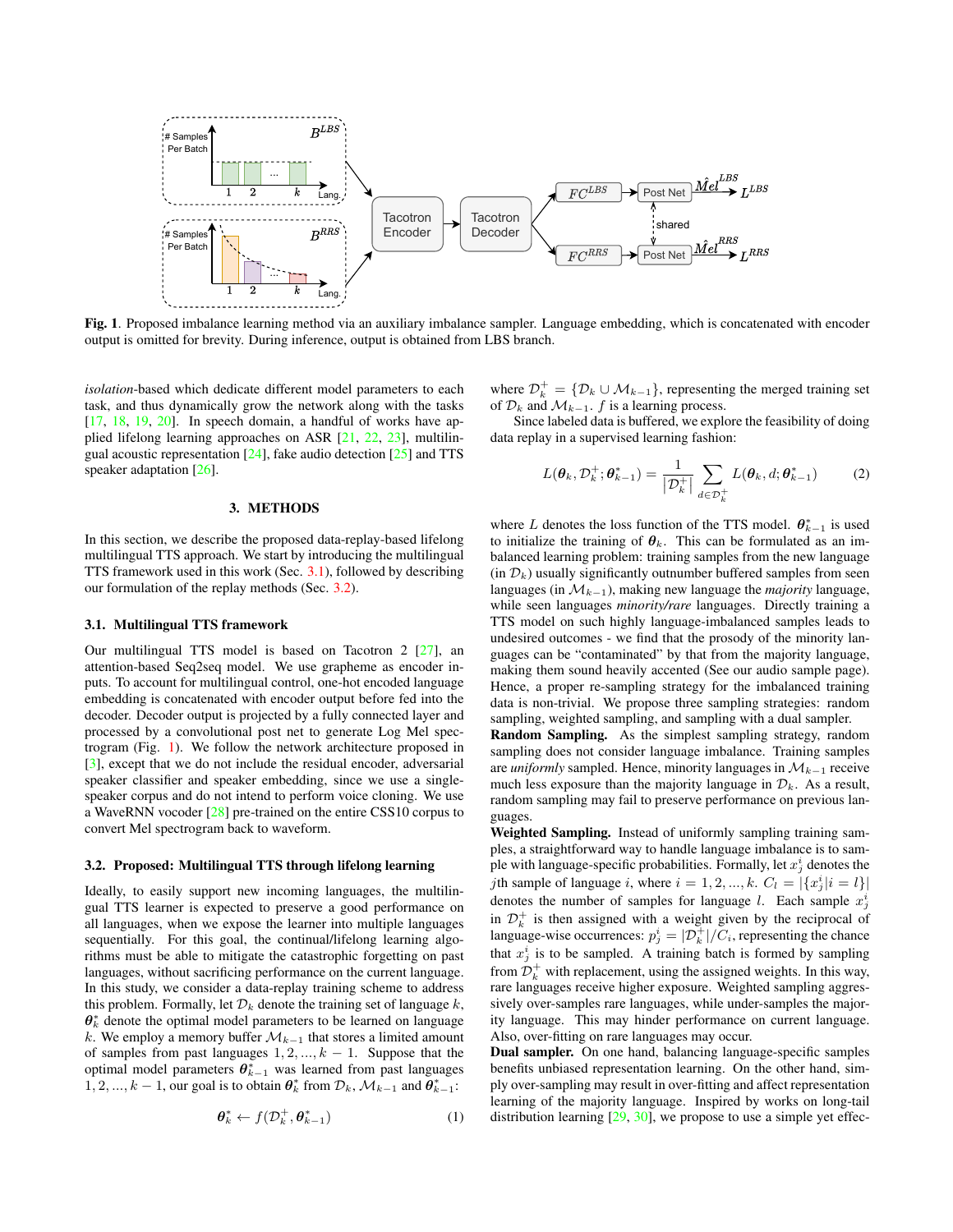**Fig. 1**. Proposed imbalance learning method via an auxiliary imbalance sampler. Language embedding, which is concatenated with encoder output is omitted for brevity. During inference, output is obtained from LBS branch.

*isolation*-based which dedicate different model parameters to each task, and thus dynamically grow the network along with the tasks [17, 18, 19, 20]. In speech domain, a handful of works have applied lifelong learning approaches on ASR [21, 22, 23], multilingual acoustic representation [24], fake audio detection [25] and TTS speaker adaptation [26].

## 3. METHODS

In this section, we describe the proposed data-replay-based lifelong multilingual TTS approach. We start by introducing the multilingual TTS framework used in this work (Sec. 3.1), followed by describing our formulation of the replay methods (Sec. 3.2).

### 3.1. Multilingual TTS framework

Our multilingual TTS model is based on Tacotron 2 [27], an attention-based Seq2seq model. We use grapheme as encoder inputs. To account for multilingual control, one-hot encoded language embedding is concatenated with encoder output before fed into the decoder. Decoder output is projected by a fully connected layer and processed by a convolutional post net to generate Log Mel spectrogram (Fig. 1). We follow the network architecture proposed in [3], except that we do not include the residual encoder, adversarial speaker classifier and speaker embedding, since we use a single-speaker corpus and do not intend to perform voice cloning. We use a WaveRNN vocoder [28] pre-trained on the entire CSS10 corpus to convert Mel spectrogram back to waveform.

### 3.2. Proposed: Multilingual TTS through lifelong learning

Ideally, to easily support new incoming languages, the multilingual TTS learner is expected to preserve a good performance on all languages, when we expose the learner into multiple languages sequentially. For this goal, the continual/lifelong learning algorithms must be able to mitigate the catastrophic forgetting on past languages, without sacrificing performance on the current language. In this study, we consider a data-replay training scheme to address this problem. Formally, let $\mathcal{D}_k$ denote the training set of language $k$, $\boldsymbol{\theta}_k^*$ denote the optimal model parameters to be learned on language $k$. We employ a memory buffer $\mathcal{M}_{k-1}$ that stores a limited amount of samples from past languages $1, 2, ..., k-1$. Suppose that the optimal model parameters $\boldsymbol{\theta}_{k-1}^*$ was learned from past languages $1, 2, ..., k-1$, our goal is to obtain $\boldsymbol{\theta}_k^*$ from $\mathcal{D}_k$, $\mathcal{M}_{k-1}$ and $\boldsymbol{\theta}_{k-1}^*$:

$$\boldsymbol{\theta}_k^* \leftarrow f(\mathcal{D}_k^+, \boldsymbol{\theta}_{k-1}^*) \tag{1}$$

where $\mathcal{D}_k^+ = \{\mathcal{D}_k \cup \mathcal{M}_{k-1}\}$, representing the merged training set of $\mathcal{D}_k$ and $\mathcal{M}_{k-1}$. $f$ is a learning process.

Since labeled data is buffered, we explore the feasibility of doing data replay in a supervised learning fashion:

$$L(\boldsymbol{\theta}_k, \mathcal{D}_k^+; \boldsymbol{\theta}_{k-1}^*) = \frac{1}{|\mathcal{D}_k^+|} \sum_{d \in \mathcal{D}_k^+} L(\boldsymbol{\theta}_k, d; \boldsymbol{\theta}_{k-1}^*) \tag{2}$$

where $L$ denotes the loss function of the TTS model. $\boldsymbol{\theta}_{k-1}^*$ is used to initialize the training of $\boldsymbol{\theta}_k$. This can be formulated as an imbalanced learning problem: training samples from the new language (in $\mathcal{D}_k$) usually significantly outnumber buffered samples from seen languages (in $\mathcal{M}_{k-1}$), making new language the *majority* language, while seen languages *minority/rare* languages. Directly training a TTS model on such highly language-imbalanced samples leads to undesired outcomes - we find that the prosody of the minority languages can be "contaminated" by that from the majority language, making them sound heavily accented (See our audio sample page). Hence, a proper re-sampling strategy for the imbalanced training data is non-trivial. We propose three sampling strategies: random sampling, weighted sampling, and sampling with a dual sampler.

**Random Sampling.** As the simplest sampling strategy, random sampling does not consider language imbalance. Training samples are *uniformly* sampled. Hence, minority languages in $\mathcal{M}_{k-1}$ receive much less exposure than the majority language in $\mathcal{D}_k$. As a result, random sampling may fail to preserve performance on previous languages.

**Weighted Sampling.** Instead of uniformly sampling training samples, a straightforward way to handle language imbalance is to sample with language-specific probabilities. Formally, let $x_j^i$ denotes the $j$th sample of language $i$, where $i = 1, 2, ..., k$. $C_l = |\{x_j^i | i = l\}|$ denotes the number of samples for language $l$. Each sample $x_j^i$ in $\mathcal{D}_k^+$ is then assigned with a weight given by the reciprocal of language-wise occurrences: $p_j^i = |\mathcal{D}_k^+|/C_i$, representing the chance that $x_j^i$ is to be sampled. A training batch is formed by sampling from $\mathcal{D}_k^+$ with replacement, using the assigned weights. In this way, rare languages receive higher exposure. Weighted sampling aggressively over-samples rare languages, while under-samples the majority language. This may hinder performance on current language. Also, over-fitting on rare languages may occur.

**Dual sampler.** On one hand, balancing language-specific samples benefits unbiased representation learning. On the other hand, simply over-sampling may result in over-fitting and affect representation learning of the majority language. Inspired by works on long-tail distribution learning [29, 30], we propose to use a simple yet effec-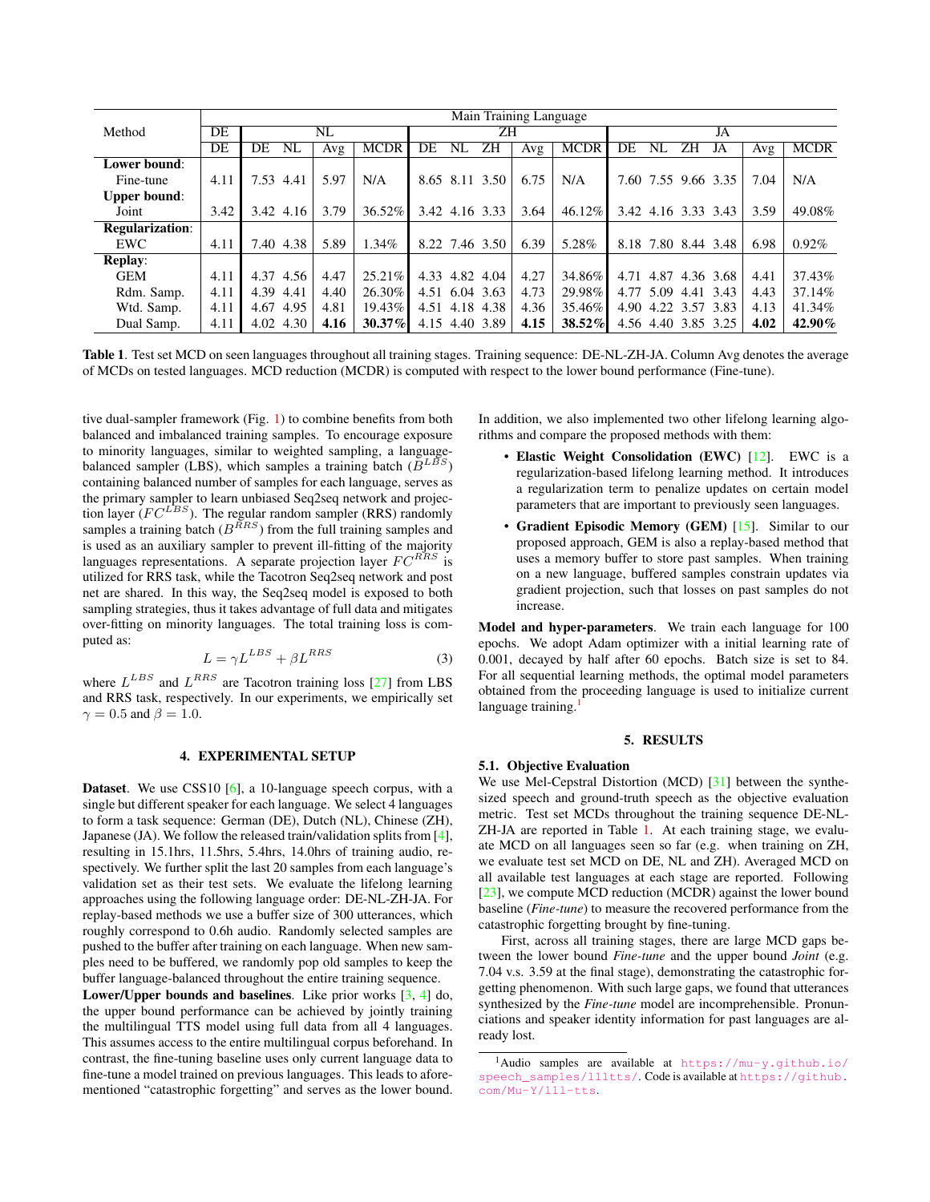| Method | Main Training Language | | | | | | | | | | | | | | | | |
|---|---|---|---|---|---|---|---|---|---|---|---|---|---|---|---|---|---|
| | DE | NL | | | | ZH | | | | | JA | | | | | | |
| | DE | DE | NL | Avg | MCDR | DE | NL | ZH | Avg | MCDR | DE | NL | ZH | JA | Avg | MCDR |
| **Lower bound**: | | | | | | | | | | | | | | | | | |
| Fine-tune | 4.11 | 7.53 | 4.41 | 5.97 | N/A | 8.65 | 8.11 | 3.50 | 6.75 | N/A | 7.60 | 7.55 | 9.66 | 3.35 | 7.04 | N/A |
| **Upper bound**: | | | | | | | | | | | | | | | | | |
| Joint | 3.42 | 3.42 | 4.16 | 3.79 | 36.52% | 3.42 | 4.16 | 3.33 | 3.64 | 46.12% | 3.42 | 4.16 | 3.33 | 3.43 | 3.59 | 49.08% |
| **Regularization**: | | | | | | | | | | | | | | | | | |
| EWC | 4.11 | 7.40 | 4.38 | 5.89 | 1.34% | 8.22 | 7.46 | 3.50 | 6.39 | 5.28% | 8.18 | 7.80 | 8.44 | 3.48 | 6.98 | 0.92% |
| **Replay**: | | | | | | | | | | | | | | | | | |
| GEM | 4.11 | 4.37 | 4.56 | 4.47 | 25.21% | 4.33 | 4.82 | 4.04 | 4.27 | 34.86% | 4.71 | 4.87 | 4.36 | 3.68 | 4.41 | 37.43% |
| Rdm. Samp. | 4.11 | 4.39 | 4.41 | 4.40 | 26.30% | 4.51 | 6.04 | 3.63 | 4.73 | 29.98% | 4.77 | 5.09 | 4.41 | 3.43 | 4.43 | 37.14% |
| Wtd. Samp. | 4.11 | 4.67 | 4.95 | 4.81 | 19.43% | 4.51 | 4.18 | 4.38 | 4.36 | 35.46% | 4.90 | 4.22 | 3.57 | 3.83 | 4.13 | 41.34% |
| Dual Samp. | 4.11 | 4.02 | 4.30 | **4.16** | **30.37%** | 4.15 | 4.40 | 3.89 | **4.15** | **38.52%** | 4.56 | 4.40 | 3.85 | 3.25 | **4.02** | **42.90%** |

**Table 1**. Test set MCD on seen languages throughout all training stages. Training sequence: DE-NL-ZH-JA. Column Avg denotes the average of MCDs on tested languages. MCD reduction (MCDR) is computed with respect to the lower bound performance (Fine-tune).

tive dual-sampler framework (Fig. 1) to combine benefits from both balanced and imbalanced training samples. To encourage exposure to minority languages, similar to weighted sampling, a language-balanced sampler (LBS), which samples a training batch ($B^{LBS}$) containing balanced number of samples for each language, serves as the primary sampler to learn unbiased Seq2seq network and projection layer ($FC^{LBS}$). The regular random sampler (RRS) randomly samples a training batch ($B^{RRS}$) from the full training samples and is used as an auxiliary sampler to prevent ill-fitting of the majority languages representations. A separate projection layer $FC^{RRS}$ is utilized for RRS task, while the Tacotron Seq2seq network and post net are shared. In this way, the Seq2seq model is exposed to both sampling strategies, thus it takes advantage of full data and mitigates over-fitting on minority languages. The total training loss is computed as:

$$L = \gamma L^{LBS} + \beta L^{RRS} \tag{3}$$

where $L^{LBS}$ and $L^{RRS}$ are Tacotron training loss [27] from LBS and RRS task, respectively. In our experiments, we empirically set $\gamma = 0.5$ and $\beta = 1.0$.

## 4. EXPERIMENTAL SETUP

**Dataset**. We use CSS10 [6], a 10-language speech corpus, with a single but different speaker for each language. We select 4 languages to form a task sequence: German (DE), Dutch (NL), Chinese (ZH), Japanese (JA). We follow the released train/validation splits from [4], resulting in 15.1hrs, 11.5hrs, 5.4hrs, 14.0hrs of training audio, respectively. We further split the last 20 samples from each language's validation set as their test sets. We evaluate the lifelong learning approaches using the following language order: DE-NL-ZH-JA. For replay-based methods we use a buffer size of 300 utterances, which roughly correspond to 0.6h audio. Randomly selected samples are pushed to the buffer after training on each language. When new samples need to be buffered, we randomly pop old samples to keep the buffer language-balanced throughout the entire training sequence.

**Lower/Upper bounds and baselines**. Like prior works [3, 4] do, the upper bound performance can be achieved by jointly training the multilingual TTS model using full data from all 4 languages. This assumes access to the entire multilingual corpus beforehand. In contrast, the fine-tuning baseline uses only current language data to fine-tune a model trained on previous languages. This leads to aforementioned "catastrophic forgetting" and serves as the lower bound.

In addition, we also implemented two other lifelong learning algorithms and compare the proposed methods with them:

- **Elastic Weight Consolidation (EWC)** [12]. EWC is a regularization-based lifelong learning method. It introduces a regularization term to penalize updates on certain model parameters that are important to previously seen languages.
- **Gradient Episodic Memory (GEM)** [15]. Similar to our proposed approach, GEM is also a replay-based method that uses a memory buffer to store past samples. When training on a new language, buffered samples constrain updates via gradient projection, such that losses on past samples do not increase.

**Model and hyper-parameters**. We train each language for 100 epochs. We adopt Adam optimizer with a initial learning rate of 0.001, decayed by half after 60 epochs. Batch size is set to 84. For all sequential learning methods, the optimal model parameters obtained from the proceeding language is used to initialize current language training.[1]

## 5. RESULTS

### 5.1. Objective Evaluation

We use Mel-Cepstral Distortion (MCD) [31] between the synthesized speech and ground-truth speech as the objective evaluation metric. Test set MCDs throughout the training sequence DE-NL-ZH-JA are reported in Table 1. At each training stage, we evaluate MCD on all languages seen so far (e.g. when training on ZH, we evaluate test set MCD on DE, NL and ZH). Averaged MCD on all available test languages at each stage are reported. Following [23], we compute MCD reduction (MCDR) against the lower bound baseline (*Fine-tune*) to measure the recovered performance from the catastrophic forgetting brought by fine-tuning.

First, across all training stages, there are large MCD gaps between the lower bound *Fine-tune* and the upper bound *Joint* (e.g. 7.04 v.s. 3.59 at the final stage), demonstrating the catastrophic forgetting phenomenon. With such large gaps, we found that utterances synthesized by the *Fine-tune* model are incomprehensible. Pronunciations and speaker identity information for past languages are already lost.

[1] Audio samples are available at https://mu-y.github.io/speech_samples/llltts/. Code is available at https://github.com/Mu-Y/lll-tts.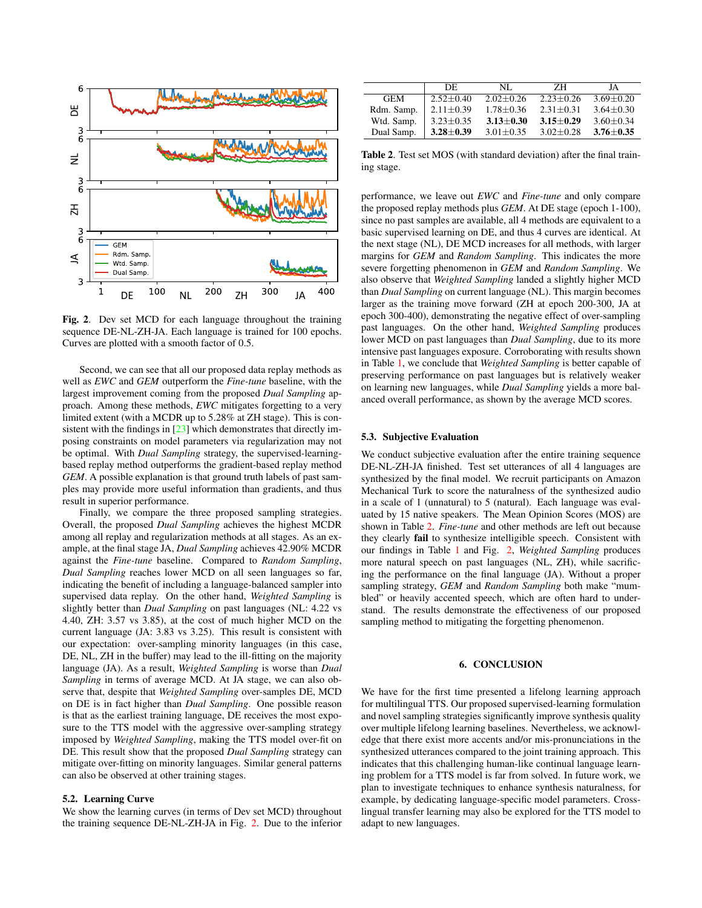**Fig. 2**. Dev set MCD for each language throughout the training sequence DE-NL-ZH-JA. Each language is trained for 100 epochs. Curves are plotted with a smooth factor of 0.5.

Second, we can see that all our proposed data replay methods as well as *EWC* and *GEM* outperform the *Fine-tune* baseline, with the largest improvement coming from the proposed *Dual Sampling* approach. Among these methods, *EWC* mitigates forgetting to a very limited extent (with a MCDR up to 5.28% at ZH stage). This is consistent with the findings in [23] which demonstrates that directly imposing constraints on model parameters via regularization may not be optimal. With *Dual Sampling* strategy, the supervised-learning-based replay method outperforms the gradient-based replay method *GEM*. A possible explanation is that ground truth labels of past samples may provide more useful information than gradients, and thus result in superior performance.

Finally, we compare the three proposed sampling strategies. Overall, the proposed *Dual Sampling* achieves the highest MCDR among all replay and regularization methods at all stages. As an example, at the final stage JA, *Dual Sampling* achieves 42.90% MCDR against the *Fine-tune* baseline. Compared to *Random Sampling*, *Dual Sampling* reaches lower MCD on all seen languages so far, indicating the benefit of including a language-balanced sampler into supervised data replay. On the other hand, *Weighted Sampling* is slightly better than *Dual Sampling* on past languages (NL: 4.22 vs 4.40, ZH: 3.57 vs 3.85), at the cost of much higher MCD on the current language (JA: 3.83 vs 3.25). This result is consistent with our expectation: over-sampling minority languages (in this case, DE, NL, ZH in the buffer) may lead to the ill-fitting on the majority language (JA). As a result, *Weighted Sampling* is worse than *Dual Sampling* in terms of average MCD. At JA stage, we can also observe that, despite that *Weighted Sampling* over-samples DE, MCD on DE is in fact higher than *Dual Sampling*. One possible reason is that as the earliest training language, DE receives the most exposure to the TTS model with the aggressive over-sampling strategy imposed by *Weighted Sampling*, making the TTS model over-fit on DE. This result show that the proposed *Dual Sampling* strategy can mitigate over-fitting on minority languages. Similar general patterns can also be observed at other training stages.

### 5.2. Learning Curve

We show the learning curves (in terms of Dev set MCD) throughout the training sequence DE-NL-ZH-JA in Fig. 2. Due to the inferior performance, we leave out *EWC* and *Fine-tune* and only compare the proposed replay methods plus *GEM*. At DE stage (epoch 1-100), since no past samples are available, all 4 methods are equivalent to a basic supervised learning on DE, and thus 4 curves are identical. At the next stage (NL), DE MCD increases for all methods, with larger margins for *GEM* and *Random Sampling*. This indicates the more severe forgetting phenomenon in *GEM* and *Random Sampling*. We also observe that *Weighted Sampling* landed a slightly higher MCD than *Dual Sampling* on current language (NL). This margin becomes larger as the training move forward (ZH at epoch 200-300, JA at epoch 300-400), demonstrating the negative effect of over-sampling past languages. On the other hand, *Weighted Sampling* produces lower MCD on past languages than *Dual Sampling*, due to its more intensive past languages exposure. Corroborating with results shown in Table 1, we conclude that *Weighted Sampling* is better capable of preserving performance on past languages but is relatively weaker on learning new languages, while *Dual Sampling* yields a more balanced overall performance, as shown by the average MCD scores.

| | DE | NL | ZH | JA |
|---|---|---|---|---|
| GEM | 2.52±0.40 | 2.02±0.26 | 2.23±0.26 | 3.69±0.20 |
| Rdm. Samp. | 2.11±0.39 | 1.78±0.36 | 2.31±0.31 | 3.64±0.30 |
| Wtd. Samp. | 3.23±0.35 | **3.13±0.30** | **3.15±0.29** | 3.60±0.34 |
| Dual Samp. | **3.28±0.39** | 3.01±0.35 | 3.02±0.28 | **3.76±0.35** |

**Table 2**. Test set MOS (with standard deviation) after the final training stage.

### 5.3. Subjective Evaluation

We conduct subjective evaluation after the entire training sequence DE-NL-ZH-JA finished. Test set utterances of all 4 languages are synthesized by the final model. We recruit participants on Amazon Mechanical Turk to score the naturalness of the synthesized audio in a scale of 1 (unnatural) to 5 (natural). Each language was evaluated by 15 native speakers. The Mean Opinion Scores (MOS) are shown in Table 2. *Fine-tune* and other methods are left out because they clearly **fail** to synthesize intelligible speech. Consistent with our findings in Table 1 and Fig. 2, *Weighted Sampling* produces more natural speech on past languages (NL, ZH), while sacrificing the performance on the final language (JA). Without a proper sampling strategy, *GEM* and *Random Sampling* both make "mumbled" or heavily accented speech, which are often hard to understand. The results demonstrate the effectiveness of our proposed sampling method to mitigating the forgetting phenomenon.

## 6. CONCLUSION

We have for the first time presented a lifelong learning approach for multilingual TTS. Our proposed supervised-learning formulation and novel sampling strategies significantly improve synthesis quality over multiple lifelong learning baselines. Nevertheless, we acknowledge that there exist more accents and/or mis-pronunciations in the synthesized utterances compared to the joint training approach. This indicates that this challenging human-like continual language learning problem for a TTS model is far from solved. In future work, we plan to investigate techniques to enhance synthesis naturalness, for example, by dedicating language-specific model parameters. Cross-lingual transfer learning may also be explored for the TTS model to adapt to new languages.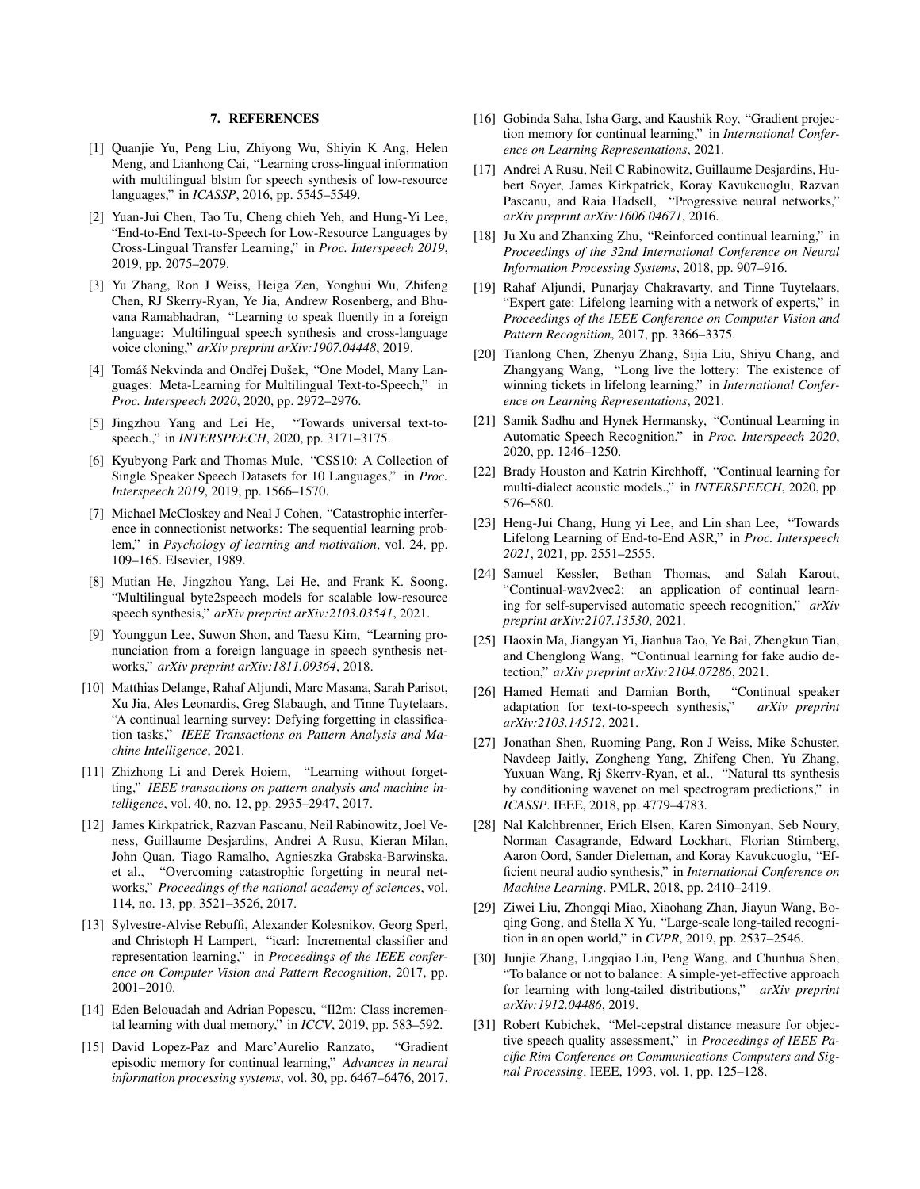## 7. REFERENCES

[1] Quanjie Yu, Peng Liu, Zhiyong Wu, Shiyin K Ang, Helen Meng, and Lianhong Cai, "Learning cross-lingual information with multilingual blstm for speech synthesis of low-resource languages," in *ICASSP*, 2016, pp. 5545–5549.

[2] Yuan-Jui Chen, Tao Tu, Cheng chieh Yeh, and Hung-Yi Lee, "End-to-End Text-to-Speech for Low-Resource Languages by Cross-Lingual Transfer Learning," in *Proc. Interspeech 2019*, 2019, pp. 2075–2079.

[3] Yu Zhang, Ron J Weiss, Heiga Zen, Yonghui Wu, Zhifeng Chen, RJ Skerry-Ryan, Ye Jia, Andrew Rosenberg, and Bhuvana Ramabhadran, "Learning to speak fluently in a foreign language: Multilingual speech synthesis and cross-language voice cloning," *arXiv preprint arXiv:1907.04448*, 2019.

[4] Tomáš Nekvinda and Ondřej Dušek, "One Model, Many Languages: Meta-Learning for Multilingual Text-to-Speech," in *Proc. Interspeech 2020*, 2020, pp. 2972–2976.

[5] Jingzhou Yang and Lei He, "Towards universal text-to-speech.," in *INTERSPEECH*, 2020, pp. 3171–3175.

[6] Kyubyong Park and Thomas Mulc, "CSS10: A Collection of Single Speaker Speech Datasets for 10 Languages," in *Proc. Interspeech 2019*, 2019, pp. 1566–1570.

[7] Michael McCloskey and Neal J Cohen, "Catastrophic interference in connectionist networks: The sequential learning problem," in *Psychology of learning and motivation*, vol. 24, pp. 109–165. Elsevier, 1989.

[8] Mutian He, Jingzhou Yang, Lei He, and Frank K. Soong, "Multilingual byte2speech models for scalable low-resource speech synthesis," *arXiv preprint arXiv:2103.03541*, 2021.

[9] Younggun Lee, Suwon Shon, and Taesu Kim, "Learning pronunciation from a foreign language in speech synthesis networks," *arXiv preprint arXiv:1811.09364*, 2018.

[10] Matthias Delange, Rahaf Aljundi, Marc Masana, Sarah Parisot, Xu Jia, Ales Leonardis, Greg Slabaugh, and Tinne Tuytelaars, "A continual learning survey: Defying forgetting in classification tasks," *IEEE Transactions on Pattern Analysis and Machine Intelligence*, 2021.

[11] Zhizhong Li and Derek Hoiem, "Learning without forgetting," *IEEE transactions on pattern analysis and machine intelligence*, vol. 40, no. 12, pp. 2935–2947, 2017.

[12] James Kirkpatrick, Razvan Pascanu, Neil Rabinowitz, Joel Veness, Guillaume Desjardins, Andrei A Rusu, Kieran Milan, John Quan, Tiago Ramalho, Agnieszka Grabska-Barwinska, et al., "Overcoming catastrophic forgetting in neural networks," *Proceedings of the national academy of sciences*, vol. 114, no. 13, pp. 3521–3526, 2017.

[13] Sylvestre-Alvise Rebuffi, Alexander Kolesnikov, Georg Sperl, and Christoph H Lampert, "icarl: Incremental classifier and representation learning," in *Proceedings of the IEEE conference on Computer Vision and Pattern Recognition*, 2017, pp. 2001–2010.

[14] Eden Belouadah and Adrian Popescu, "Il2m: Class incremental learning with dual memory," in *ICCV*, 2019, pp. 583–592.

[15] David Lopez-Paz and Marc'Aurelio Ranzato, "Gradient episodic memory for continual learning," *Advances in neural information processing systems*, vol. 30, pp. 6467–6476, 2017.

[16] Gobinda Saha, Isha Garg, and Kaushik Roy, "Gradient projection memory for continual learning," in *International Conference on Learning Representations*, 2021.

[17] Andrei A Rusu, Neil C Rabinowitz, Guillaume Desjardins, Hubert Soyer, James Kirkpatrick, Koray Kavukcuoglu, Razvan Pascanu, and Raia Hadsell, "Progressive neural networks," *arXiv preprint arXiv:1606.04671*, 2016.

[18] Ju Xu and Zhanxing Zhu, "Reinforced continual learning," in *Proceedings of the 32nd International Conference on Neural Information Processing Systems*, 2018, pp. 907–916.

[19] Rahaf Aljundi, Punarjay Chakravarty, and Tinne Tuytelaars, "Expert gate: Lifelong learning with a network of experts," in *Proceedings of the IEEE Conference on Computer Vision and Pattern Recognition*, 2017, pp. 3366–3375.

[20] Tianlong Chen, Zhenyu Zhang, Sijia Liu, Shiyu Chang, and Zhangyang Wang, "Long live the lottery: The existence of winning tickets in lifelong learning," in *International Conference on Learning Representations*, 2021.

[21] Samik Sadhu and Hynek Hermansky, "Continual Learning in Automatic Speech Recognition," in *Proc. Interspeech 2020*, 2020, pp. 1246–1250.

[22] Brady Houston and Katrin Kirchhoff, "Continual learning for multi-dialect acoustic models.," in *INTERSPEECH*, 2020, pp. 576–580.

[23] Heng-Jui Chang, Hung yi Lee, and Lin shan Lee, "Towards Lifelong Learning of End-to-End ASR," in *Proc. Interspeech 2021*, 2021, pp. 2551–2555.

[24] Samuel Kessler, Bethan Thomas, and Salah Karout, "Continual-wav2vec2: an application of continual learning for self-supervised automatic speech recognition," *arXiv preprint arXiv:2107.13530*, 2021.

[25] Haoxin Ma, Jiangyan Yi, Jianhua Tao, Ye Bai, Zhengkun Tian, and Chenglong Wang, "Continual learning for fake audio detection," *arXiv preprint arXiv:2104.07286*, 2021.

[26] Hamed Hemati and Damian Borth, "Continual speaker adaptation for text-to-speech synthesis," *arXiv preprint arXiv:2103.14512*, 2021.

[27] Jonathan Shen, Ruoming Pang, Ron J Weiss, Mike Schuster, Navdeep Jaitly, Zongheng Yang, Zhifeng Chen, Yu Zhang, Yuxuan Wang, Rj Skerrv-Ryan, et al., "Natural tts synthesis by conditioning wavenet on mel spectrogram predictions," in *ICASSP*. IEEE, 2018, pp. 4779–4783.

[28] Nal Kalchbrenner, Erich Elsen, Karen Simonyan, Seb Noury, Norman Casagrande, Edward Lockhart, Florian Stimberg, Aaron Oord, Sander Dieleman, and Koray Kavukcuoglu, "Efficient neural audio synthesis," in *International Conference on Machine Learning*. PMLR, 2018, pp. 2410–2419.

[29] Ziwei Liu, Zhongqi Miao, Xiaohang Zhan, Jiayun Wang, Boqing Gong, and Stella X Yu, "Large-scale long-tailed recognition in an open world," in *CVPR*, 2019, pp. 2537–2546.

[30] Junjie Zhang, Lingqiao Liu, Peng Wang, and Chunhua Shen, "To balance or not to balance: A simple-yet-effective approach for learning with long-tailed distributions," *arXiv preprint arXiv:1912.04486*, 2019.

[31] Robert Kubichek, "Mel-cepstral distance measure for objective speech quality assessment," in *Proceedings of IEEE Pacific Rim Conference on Communications Computers and Signal Processing*. IEEE, 1993, vol. 1, pp. 125–128.